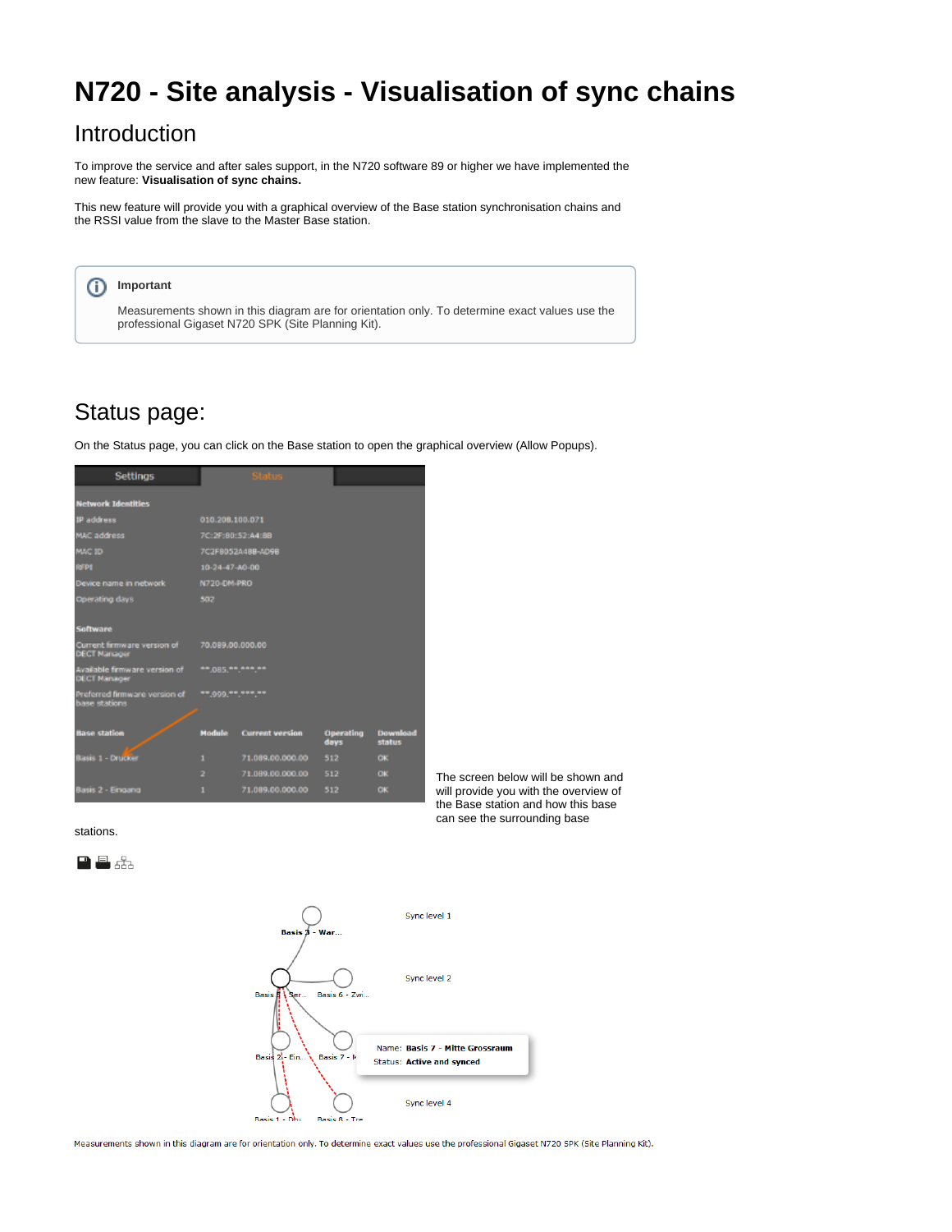# N720 - Site analysis - Visualisation of sync chains

## Introduction

To improve the service and after sales support, in the N720 software 89 or higher we have implemented the new feature: **Visualisation of sync chains.**

This new feature will provide you with a graphical overview of the Base station synchronisation chains and the RSSI value from the slave to the Master Base station.

> **Important**
>
> Measurements shown in this diagram are for orientation only. To determine exact values use the professional Gigaset N720 SPK (Site Planning Kit).

## Status page:

On the Status page, you can click on the Base station to open the graphical overview (Allow Popups).

The screen below will be shown and will provide you with the overview of the Base station and how this base can see the surrounding base stations.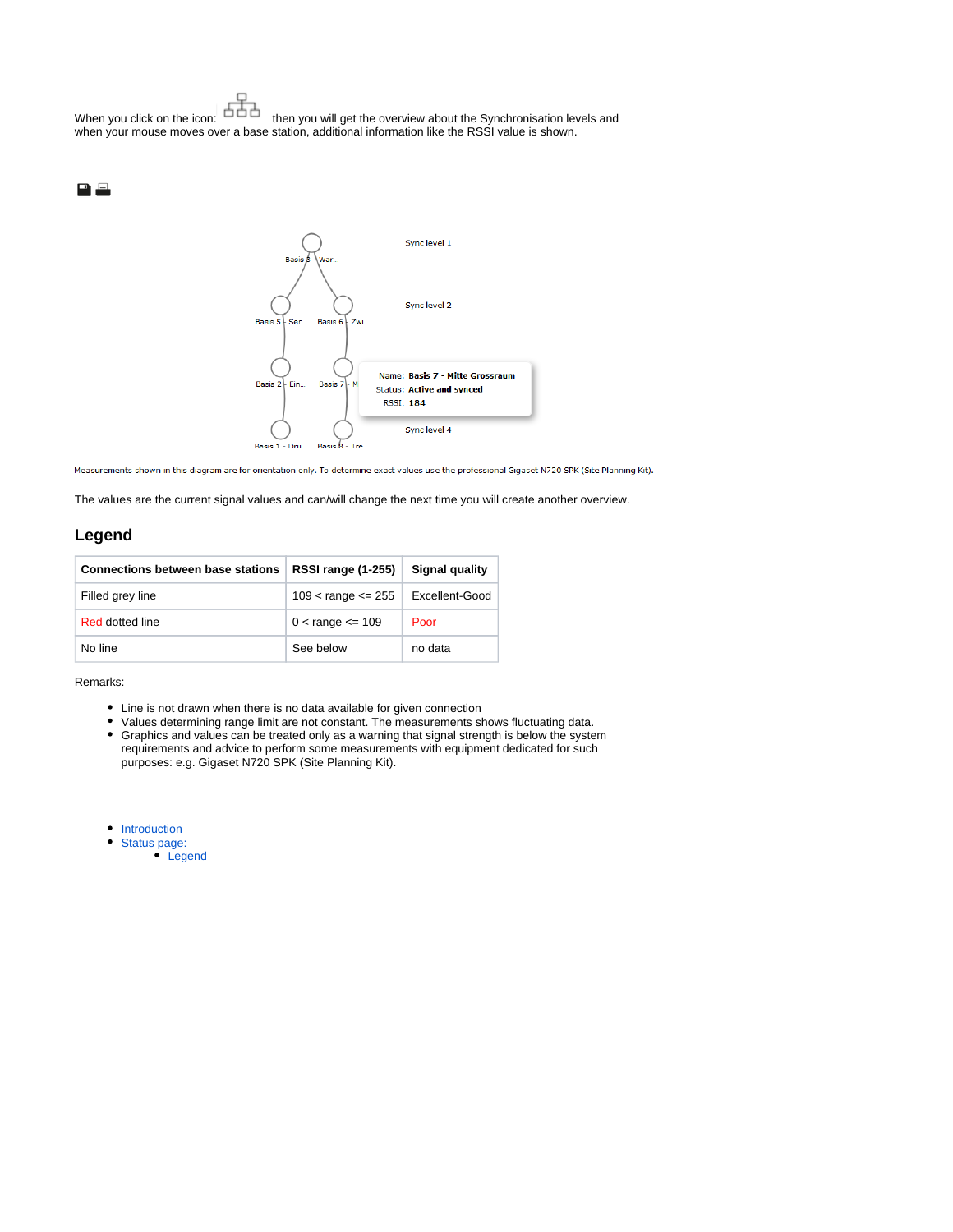When you click on the icon: then you will get the overview about the Synchronisation levels and when your mouse moves over a base station, additional information like the RSSI value is shown.

Sync level 1

Basis 3 - War...

Sync level 2

Basis 5 - Ser... Basis 6 - Zwi...

Basis 2 - Ein... Basis 7 - M

Name: Basis 7 - Mitte Grossraum
Status: Active and synced
RSSI: 184

Sync level 4

Basis 1 - Dru... Basis 8 - Tre...

Measurements shown in this diagram are for orientation only. To determine exact values use the professional Gigaset N720 SPK (Site Planning Kit).

The values are the current signal values and can/will change the next time you will create another overview.

## Legend

| Connections between base stations | RSSI range (1-255) | Signal quality |
|---|---|---|
| Filled grey line | 109 < range <= 255 | Excellent-Good |
| Red dotted line | 0 < range <= 109 | Poor |
| No line | See below | no data |

Remarks:

- Line is not drawn when there is no data available for given connection
- Values determining range limit are not constant. The measurements shows fluctuating data.
- Graphics and values can be treated only as a warning that signal strength is below the system requirements and advice to perform some measurements with equipment dedicated for such purposes: e.g. Gigaset N720 SPK (Site Planning Kit).

- Introduction
- Status page:
    - Legend